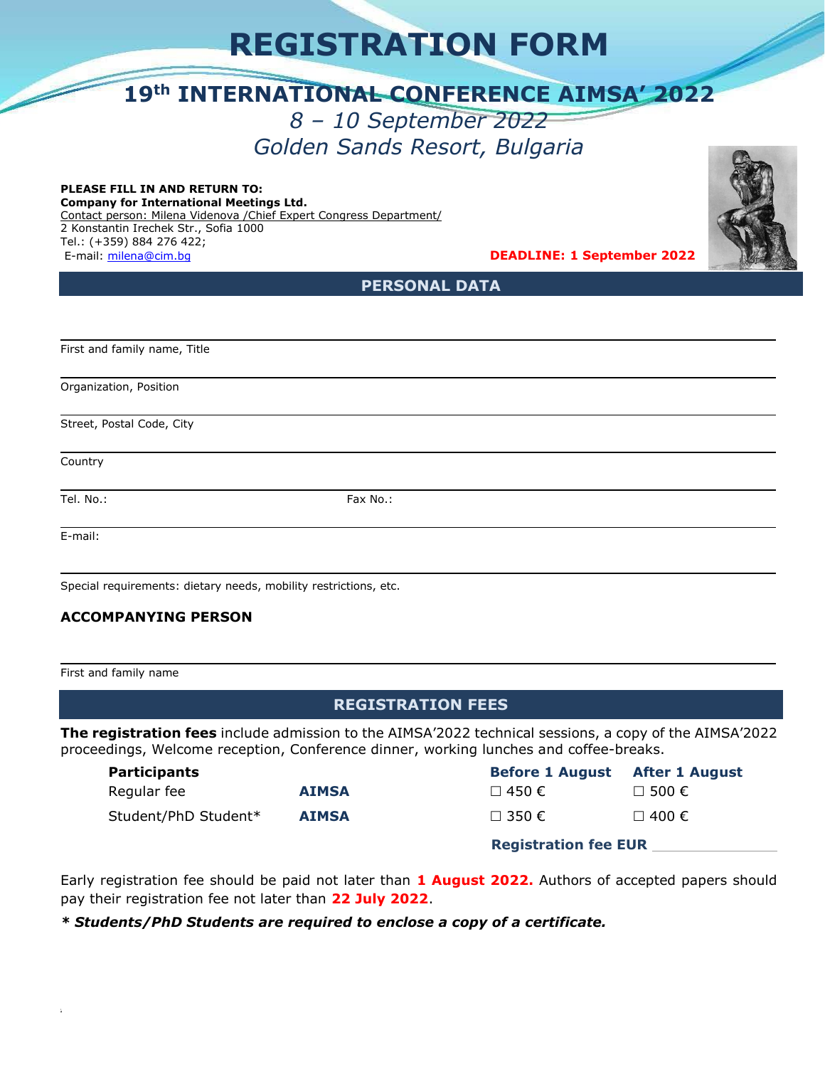# REGISTRATION FORM

## 19th INTERNATIONAL CONFERENCE AIMSA' 2022

*8 – 10 September 2022*

*Golden Sands Resort, Bulgaria*

**PLEASE FILL IN AND RETURN TO:**
**Company for International Meetings Ltd.**
Contact person: Milena Videnova /Chief Expert Congress Department/
2 Konstantin Irechek Str., Sofia 1000
Tel.: (+359) 884 276 422;
E-mail: milena@cim.bg

**DEADLINE: 1 September 2022**

## PERSONAL DATA

First and family name, Title

Organization, Position

Street, Postal Code, City

Country

Tel. No.: Fax No.:

E-mail:

Special requirements: dietary needs, mobility restrictions, etc.

**ACCOMPANYING PERSON**

First and family name

## REGISTRATION FEES

**The registration fees** include admission to the AIMSA'2022 technical sessions, a copy of the AIMSA'2022 proceedings, Welcome reception, Conference dinner, working lunches and coffee-breaks.

| Participants | | Before 1 August | After 1 August |
|---|---|---|---|
| Regular fee | AIMSA | ☐ 450 € | ☐ 500 € |
| Student/PhD Student* | AIMSA | ☐ 350 € | ☐ 400 € |

**Registration fee EUR** ________________

Early registration fee should be paid not later than **1 August 2022.** Authors of accepted papers should pay their registration fee not later than **22 July 2022**.

***\* Students/PhD Students are required to enclose a copy of a certificate.***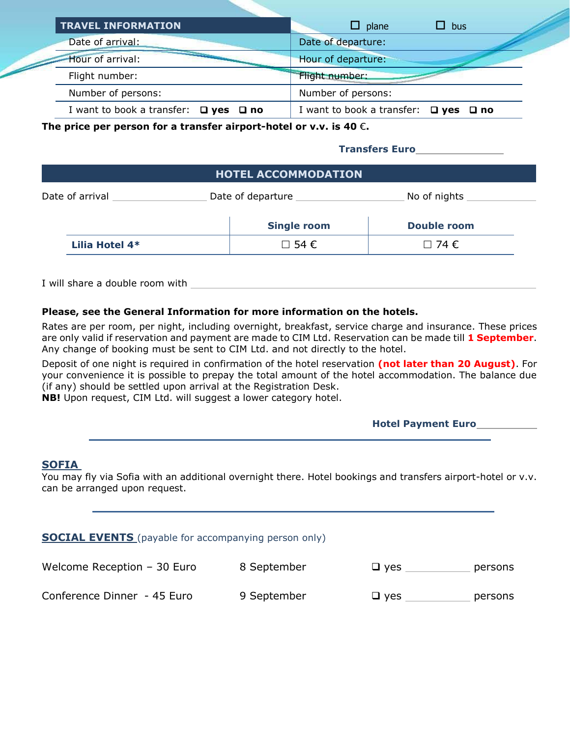| TRAVEL INFORMATION | ☐ plane ☐ bus |
|---|---|
| Date of arrival: | Date of departure: |
| Hour of arrival: | Hour of departure: |
| Flight number: | Flight number: |
| Number of persons: | Number of persons: |
| I want to book a transfer: ❑ **yes** ❑ **no** | I want to book a transfer: ❑ **yes** ❑ **no** |

**The price per person for a transfer airport-hotel or v.v. is 40 €.**

**Transfers Euro**_______________

## HOTEL ACCOMMODATION

Date of arrival ________________ Date of departure ____________________ No of nights ____________

| | Single room | Double room |
|---|---|---|
| **Lilia Hotel 4*** | ☐ 54 € | ☐ 74 € |

I will share a double room with ________________________________________________

**Please, see the General Information for more information on the hotels.**

Rates are per room, per night, including overnight, breakfast, service charge and insurance. These prices are only valid if reservation and payment are made to CIM Ltd. Reservation can be made till **1 September**. Any change of booking must be sent to CIM Ltd. and not directly to the hotel.

Deposit of one night is required in confirmation of the hotel reservation **(not later than 20 August)**. For your convenience it is possible to prepay the total amount of the hotel accommodation. The balance due (if any) should be settled upon arrival at the Registration Desk.
**NB!** Upon request, CIM Ltd. will suggest a lower category hotel.

**Hotel Payment Euro**___________

---

## SOFIA

You may fly via Sofia with an additional overnight there. Hotel bookings and transfers airport-hotel or v.v. can be arranged upon request.

---

## SOCIAL EVENTS (payable for accompanying person only)

| | | |
|---|---|---|
| Welcome Reception – 30 Euro | 8 September | ❑ yes ___________ persons |
| Conference Dinner - 45 Euro | 9 September | ❑ yes ___________ persons |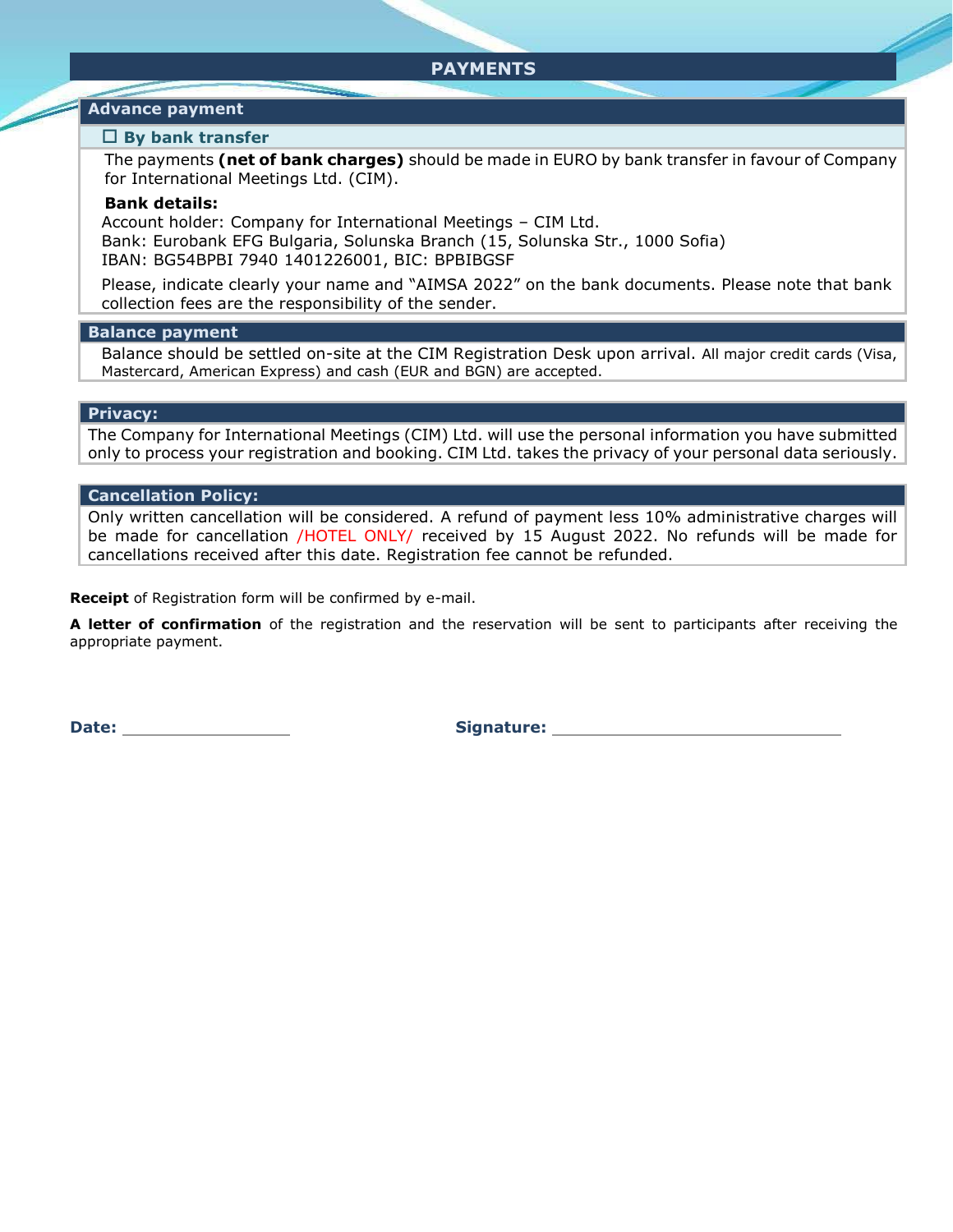# PAYMENTS

## Advance payment

### ☐ By bank transfer

The payments **(net of bank charges)** should be made in EURO by bank transfer in favour of Company for International Meetings Ltd. (CIM).

**Bank details:**

Account holder: Company for International Meetings – CIM Ltd.
Bank: Eurobank EFG Bulgaria, Solunska Branch (15, Solunska Str., 1000 Sofia)
IBAN: BG54BPBI 7940 1401226001, BIC: BPBIBGSF

Please, indicate clearly your name and "AIMSA 2022" on the bank documents. Please note that bank collection fees are the responsibility of the sender.

## Balance payment

Balance should be settled on-site at the CIM Registration Desk upon arrival. All major credit cards (Visa, Mastercard, American Express) and cash (EUR and BGN) are accepted.

## Privacy:

The Company for International Meetings (CIM) Ltd. will use the personal information you have submitted only to process your registration and booking. CIM Ltd. takes the privacy of your personal data seriously.

## Cancellation Policy:

Only written cancellation will be considered. A refund of payment less 10% administrative charges will be made for cancellation /HOTEL ONLY/ received by 15 August 2022. No refunds will be made for cancellations received after this date. Registration fee cannot be refunded.

**Receipt** of Registration form will be confirmed by e-mail.

**A letter of confirmation** of the registration and the reservation will be sent to participants after receiving the appropriate payment.

**Date:** ________________ **Signature:** ______________________________